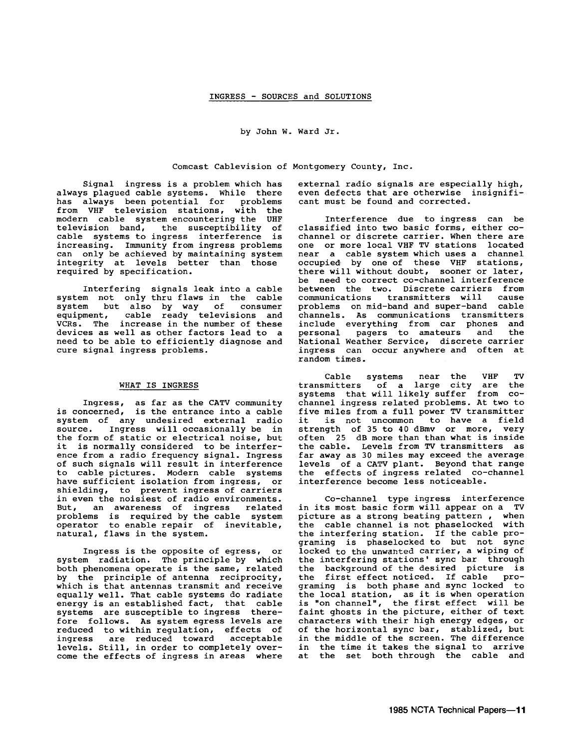# INGRESS - SOURCES and SOLUTIONS

by John W. Ward Jr.

Comcast Cablevision of Montgomery County, Inc.

Signal ingress is a problem which has always plagued cable systems. While there has always been potential for problems from VHF television stations, with the modern cable system encountering the UHF television band, the susceptibility of cable systems to ingress interference is increasing. Immunity from ingress problems can only be achieved by maintaining system integrity at levels better than those required by specification.

Interfering signals leak into a cable system not only thru flaws in the cable system but also by way of consumer equipment, cable ready televisions and VCRs. The increase in the number of these devices as well as other factors lead to a need to be able to efficiently diagnose and cure signal ingress problems.

## WHAT IS INGRESS

Ingress, as far as the CATV community is concerned, is the entrance into a cable system of any undesired external radio source. Ingress will occasionally be in the form of static or electrical noise, but it is normally considered to be interference from a radio frequency signal. Ingress of such signals will result in interference to cable pictures. Modern cable systems have sufficient isolation from ingress, or shielding, to prevent ingress of carriers in even the noisiest of radio environments. But, an awareness of ingress related problems is required by the cable system operator to enable repair of inevitable, natural, flaws in the system.

Ingress is the opposite of egress, or system radiation. The principle by which both phenomena operate is the same, related by the principle of antenna reciprocity, which is that antennas transmit and receive equally well. That cable systems do radiate energy is an established fact, that cable systems are susceptible to ingress therefore follows. As system egress levels are reduced to within regulation, effects of ingress are reduced toward acceptable levels. Still, in order to completely overcome the effects of ingress in areas where external radio signals are especially high, even defects that are otherwise insignificant must be found and corrected.

Interference due to ingress can be classified into two basic forms, either co-channel or discrete carrier. When there are one or more local VHF TV stations located near a cable system which uses a channel occupied by one of these VHF stations, there will without doubt, sooner or later, be need to correct co-channel interference between the two. Discrete carriers from communications transmitters will cause problems on mid-band and super-band cable channels. As communications transmitters include everything from car phones and personal pagers to amateurs and the National Weather Service, discrete carrier ingress can occur anywhere and often at random times.

Cable systems near the VHF TV transmitters of a large city are the systems that will likely suffer from co-channel ingress related problems. At two to five miles from a full power TV transmitter it is not uncommon to have a field strength of 35 to 40 dBmv or more, very often 25 dB more than than what is inside the cable. Levels from TV transmitters as far away as 30 miles may exceed the average levels of a CATV plant. Beyond that range the effects of ingress related co-channel interference become less noticeable.

Co-channel type ingress interference in its most basic form will appear on a TV picture as a strong beating pattern , when the cable channel is not phaselocked with the interfering station. If the cable programing is phaselocked to but not sync locked to the unwanted carrier, a wiping of the interfering stations' sync bar through the background of the desired picture is the first effect noticed. If cable programing is both phase and sync locked to the local station, as it is when operation is "on channel", the first effect will be faint ghosts in the picture, either of text characters with their high energy edges, or of the horizontal sync bar, stablized, but in the middle of the screen. The difference in the time it takes the signal to arrive at the set both through the cable and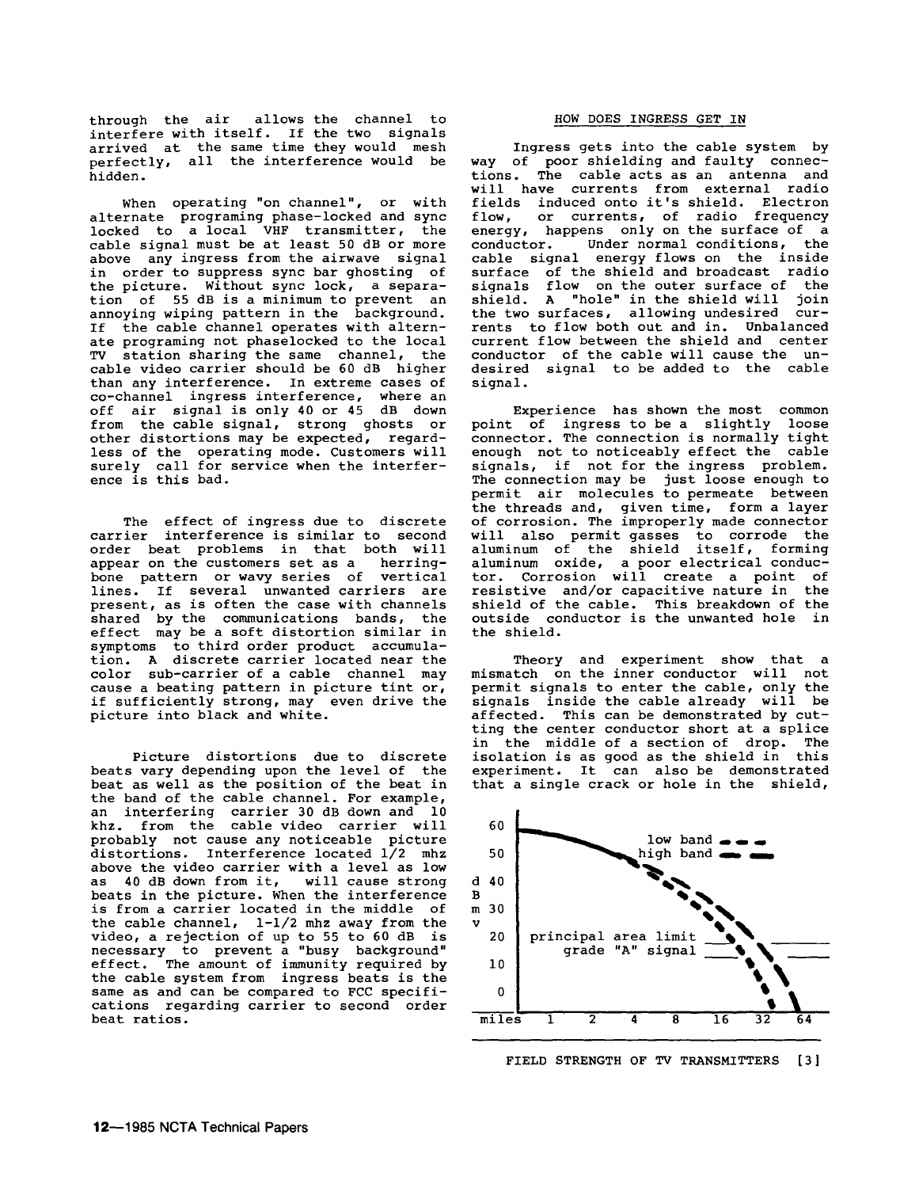through the air allows the channel to interfere with itself. If the two signals arrived at the same time they would mesh perfectly, all the interference would be hidden.

When operating "on channel", or with alternate programing phase-locked and sync locked to a local VHF transmitter, the cable signal must be at least 50 dB or more above any ingress from the airwave signal in order to suppress sync bar ghosting of the picture. Without sync lock, a separation of 55 dB is a minimum to prevent an annoying wiping pattern in the background. If the cable channel operates with alternate programing not phaselocked to the local TV station sharing the same channel, the cable video carrier should be 60 dB higher than any interference. In extreme cases of co-channel ingress interference, where an off air signal is only 40 or 45 dB down from the cable signal, strong ghosts or other distortions may be expected, regardless of the operating mode. Customers will surely call for service when the interference is this bad.

The effect of ingress due to discrete carrier interference is similar to second order beat problems in that both will appear on the customers set as a herringbone pattern or wavy series of vertical lines. If several unwanted carriers are present, as is often the case with channels shared by the communications bands, the effect may be a soft distortion similar in symptoms to third order product accumulation. A discrete carrier located near the color sub-carrier of a cable channel may cause a beating pattern in picture tint or, if sufficiently strong, may even drive the picture into black and white.

Picture distortions due to discrete beats vary depending upon the level of the beat as well as the position of the beat in the band of the cable channel. For example, an interfering carrier 30 dB down and 10 khz. from the cable video carrier will probably not cause any noticeable picture distortions. Interference located 1/2 mhz above the video carrier with a level as low as 40 dB down from it, will cause strong beats in the picture. When the interference is from a carrier located in the middle of the cable channel, 1-1/2 mhz away from the video, a rejection of up to 55 to 60 dB is necessary to prevent a "busy background" effect. The amount of immunity required by the cable system from ingress beats is the same as and can be compared to FCC specifications regarding carrier to second order beat ratios.

## HOW DOES INGRESS GET IN

Ingress gets into the cable system by way of poor shielding and faulty connections. The cable acts as an antenna and will have currents from external radio fields induced onto it's shield. Electron flow, or currents, of radio frequency energy, happens only on the surface of a conductor. Under normal conditions, the cable signal energy flows on the inside surface of the shield and broadcast radio signals flow on the outer surface of the shield. A "hole" in the shield will join the two surfaces, allowing undesired currents to flow both out and in. Unbalanced current flow between the shield and center conductor of the cable will cause the undesired signal to be added to the cable signal.

Experience has shown the most common point of ingress to be a slightly loose connector. The connection is normally tight enough not to noticeably effect the cable signals, if not for the ingress problem. The connection may be just loose enough to permit air molecules to permeate between the threads and, given time, form a layer of corrosion. The improperly made connector will also permit gasses to corrode the aluminum of the shield itself, forming aluminum oxide, a poor electrical conductor. Corrosion will create a point of resistive and/or capacitive nature in the shield of the cable. This breakdown of the outside conductor is the unwanted hole in the shield.

Theory and experiment show that a mismatch on the inner conductor will not permit signals to enter the cable, only the signals inside the cable already will be affected. This can be demonstrated by cutting the center conductor short at a splice in the middle of a section of drop. The isolation is as good as the shield in this experiment. It can also be demonstrated that a single crack or hole in the shield,

FIELD STRENGTH OF TV TRANSMITTERS [3]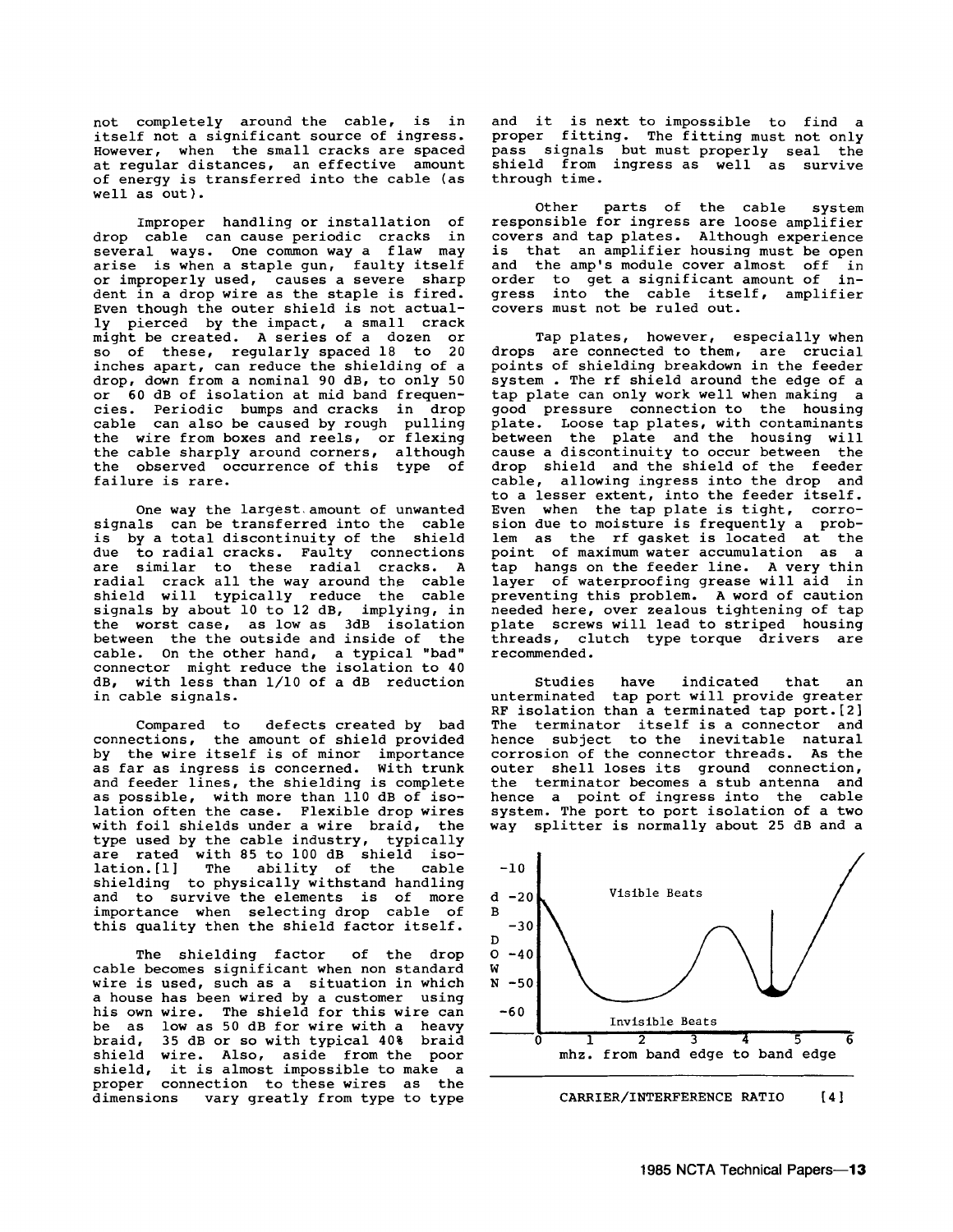not completely around the cable, is in itself not a significant source of ingress. However, when the small cracks are spaced at regular distances, an effective amount of energy is transferred into the cable (as well as out).

Improper handling or installation of drop cable can cause periodic cracks in several ways. One common way a flaw may arise is when a staple gun, faulty itself or improperly used, causes a severe sharp dent in a drop wire as the staple is fired. Even though the outer shield is not actually pierced by the impact, a small crack might be created. A series of a dozen or so of these, regularly spaced 18 to 20 inches apart, can reduce the shielding of a drop, down from a nominal 90 dB, to only 50 or 60 dB of isolation at mid band frequencies. Periodic bumps and cracks in drop cable can also be caused by rough pulling the wire from boxes and reels, or flexing the cable sharply around corners, although the observed occurrence of this type of failure is rare.

One way the largest amount of unwanted signals can be transferred into the cable is by a total discontinuity of the shield due to radial cracks. Faulty connections are similar to these radial cracks. A radial crack all the way around the cable shield will typically reduce the cable signals by about 10 to 12 dB, implying, in the worst case, as low as 3dB isolation between the the outside and inside of the cable. On the other hand, a typical "bad" connector might reduce the isolation to 40 dB, with less than 1/10 of a dB reduction in cable signals.

Compared to defects created by bad connections, the amount of shield provided by the wire itself is of minor importance as far as ingress is concerned. With trunk and feeder lines, the shielding is complete as possible, with more than 110 dB of isolation often the case. Flexible drop wires with foil shields under a wire braid, the type used by the cable industry, typically are rated with 85 to 100 dB shield isolation.[1] The ability of the cable shielding to physically withstand handling and to survive the elements is of more importance when selecting drop cable of this quality then the shield factor itself.

The shielding factor of the drop cable becomes significant when non standard wire is used, such as a situation in which a house has been wired by a customer using his own wire. The shield for this wire can be as low as 50 dB for wire with a heavy braid, 35 dB or so with typical 40% braid shield wire. Also, aside from the poor shield, it is almost impossible to make a proper connection to these wires as the dimensions vary greatly from type to type and it is next to impossible to find a proper fitting. The fitting must not only pass signals but must properly seal the shield from ingress as well as survive through time.

Other parts of the cable system responsible for ingress are loose amplifier covers and tap plates. Although experience is that an amplifier housing must be open and the amp's module cover almost off in order to get a significant amount of ingress into the cable itself, amplifier covers must not be ruled out.

Tap plates, however, especially when drops are connected to them, are crucial points of shielding breakdown in the feeder system . The rf shield around the edge of a tap plate can only work well when making a good pressure connection to the housing plate. Loose tap plates, with contaminants between the plate and the housing will cause a discontinuity to occur between the drop shield and the shield of the feeder cable, allowing ingress into the drop and to a lesser extent, into the feeder itself. Even when the tap plate is tight, corrosion due to moisture is frequently a problem as the rf gasket is located at the point of maximum water accumulation as a tap hangs on the feeder line. A very thin layer of waterproofing grease will aid in preventing this problem. A word of caution needed here, over zealous tightening of tap plate screws will lead to striped housing threads, clutch type torque drivers are recommended.

Studies have indicated that an unterminated tap port will provide greater RF isolation than a terminated tap port.[2] The terminator itself is a connector and hence subject to the inevitable natural corrosion of the connector threads. As the outer shell loses its ground connection, the terminator becomes a stub antenna and hence a point of ingress into the cable system. The port to port isolation of a two way splitter is normally about 25 dB and a

CARRIER/INTERFERENCE RATIO [4]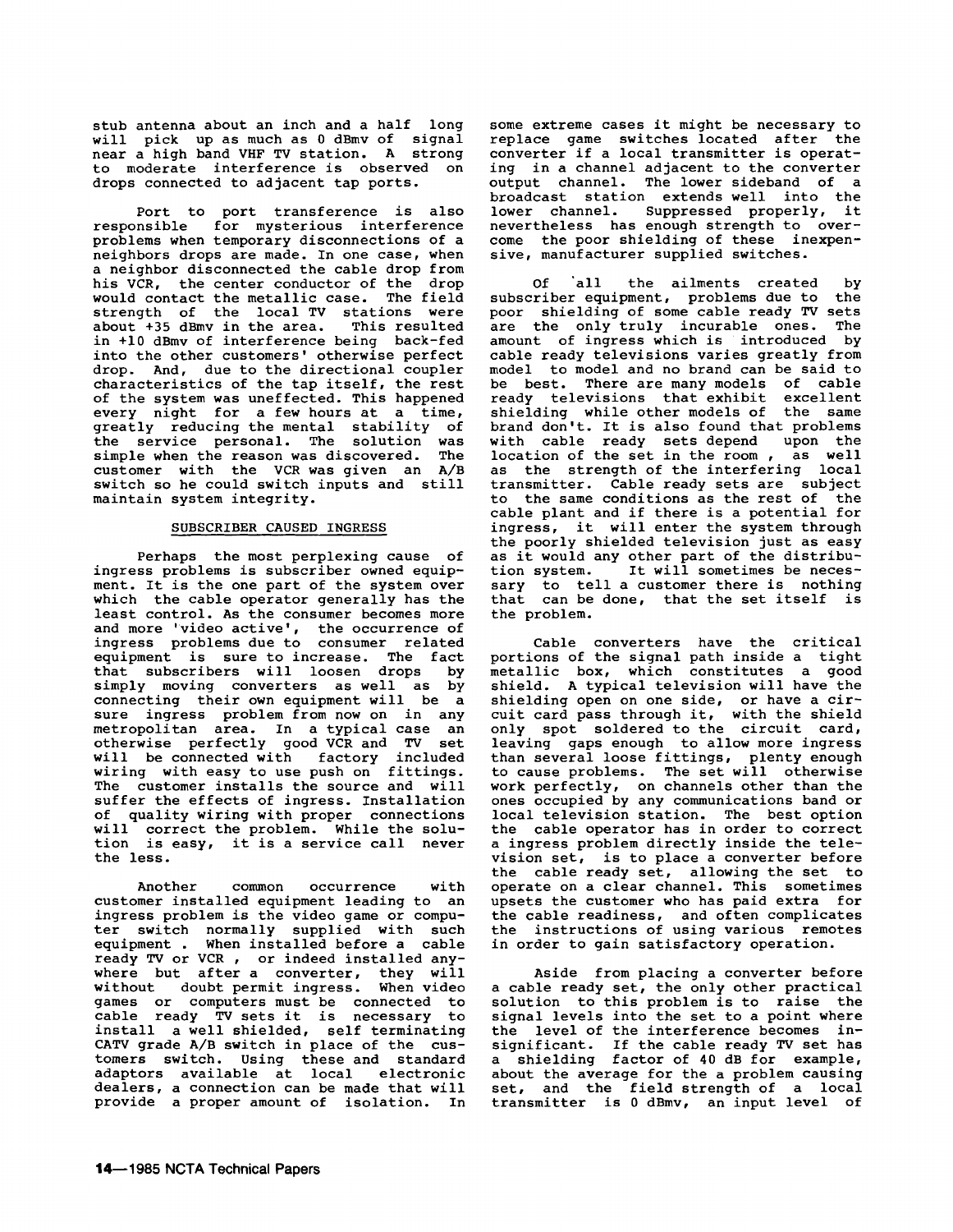stub antenna about an inch and a half long will pick up as much as 0 dBmv of signal near a high band VHF TV station. A strong to moderate interference is observed on drops connected to adjacent tap ports.

Port to port transference is also responsible for mysterious interference problems when temporary disconnections of a neighbors drops are made. In one case, when a neighbor disconnected the cable drop from his VCR, the center conductor of the drop would contact the metallic case. The field strength of the local TV stations were about +35 dBmv in the area. This resulted in +10 dBmv of interference being back-fed into the other customers' otherwise perfect drop. And, due to the directional coupler characteristics of the tap itself, the rest of the system was uneffected. This happened every night for a few hours at a time, greatly reducing the mental stability of the service personal. The solution was simple when the reason was discovered. The customer with the VCR was given an A/B switch so he could switch inputs and still maintain system integrity.

## SUBSCRIBER CAUSED INGRESS

Perhaps the most perplexing cause of ingress problems is subscriber owned equipment. It is the one part of the system over which the cable operator generally has the least control. As the consumer becomes more and more 'video active', the occurrence of ingress problems due to consumer related equipment is sure to increase. The fact that subscribers will loosen drops by simply moving converters as well as by connecting their own equipment will be a sure ingress problem from now on in any metropolitan area. In a typical case an otherwise perfectly good VCR and TV set will be connected with factory included wiring with easy to use push on fittings. The customer installs the source and will suffer the effects of ingress. Installation of quality wiring with proper connections will correct the problem. While the solution is easy, it is a service call never the less.

Another common occurrence with customer installed equipment leading to an ingress problem is the video game or computer switch normally supplied with such equipment . When installed before a cable ready TV or VCR , or indeed installed anywhere but after a converter, they will without doubt permit ingress. When video games or computers must be connected to cable ready TV sets it is necessary to install a well shielded, self terminating CATV grade A/B switch in place of the customers switch. Using these and standard adaptors available at local electronic dealers, a connection can be made that will provide a proper amount of isolation. In some extreme cases it might be necessary to replace game switches located after the converter if a local transmitter is operating in a channel adjacent to the converter output channel. The lower sideband of a broadcast station extends well into the lower channel. Suppressed properly, it nevertheless has enough strength to overcome the poor shielding of these inexpensive, manufacturer supplied switches.

Of all the ailments created by subscriber equipment, problems due to the poor shielding of some cable ready TV sets are the only truly incurable ones. The amount of ingress which is introduced by cable ready televisions varies greatly from model to model and no brand can be said to be best. There are many models of cable ready televisions that exhibit excellent shielding while other models of the same brand don't. It is also found that problems with cable ready sets depend upon the location of the set in the room , as well as the strength of the interfering local transmitter. Cable ready sets are subject to the same conditions as the rest of the cable plant and if there is a potential for ingress, it will enter the system through the poorly shielded television just as easy as it would any other part of the distribution system. It will sometimes be necessary to tell a customer there is nothing that can be done, that the set itself is the problem.

Cable converters have the critical portions of the signal path inside a tight metallic box, which constitutes a good shield. A typical television will have the shielding open on one side, or have a circuit card pass through it, with the shield only spot soldered to the circuit card, leaving gaps enough to allow more ingress than several loose fittings, plenty enough to cause problems. The set will otherwise work perfectly, on channels other than the ones occupied by any communications band or local television station. The best option the cable operator has in order to correct a ingress problem directly inside the television set, is to place a converter before the cable ready set, allowing the set to operate on a clear channel. This sometimes upsets the customer who has paid extra for the cable readiness, and often complicates the instructions of using various remotes in order to gain satisfactory operation.

Aside from placing a converter before a cable ready set, the only other practical solution to this problem is to raise the signal levels into the set to a point where the level of the interference becomes insignificant. If the cable ready TV set has a shielding factor of 40 dB for example, about the average for the a problem causing set, and the field strength of a local transmitter is 0 dBmv, an input level of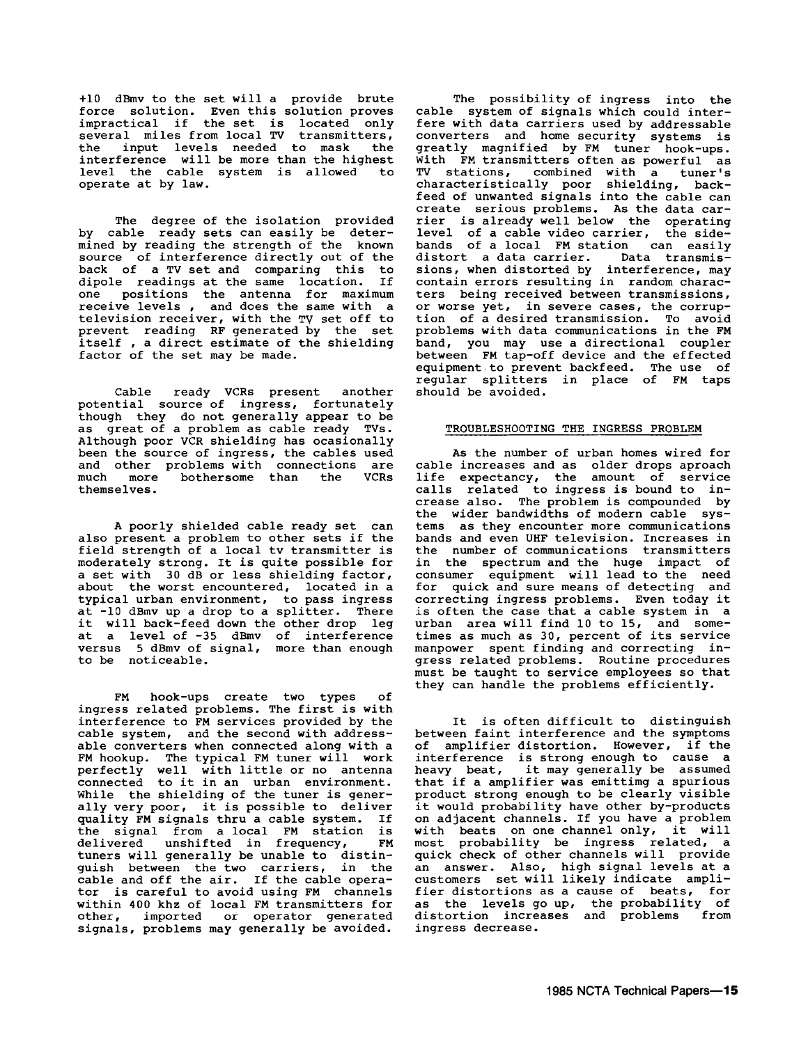+10 dBmv to the set will a provide brute force solution. Even this solution proves impractical if the set is located only several miles from local TV transmitters, the input levels needed to mask the interference will be more than the highest level the cable system is allowed to operate at by law.

The degree of the isolation provided by cable ready sets can easily be determined by reading the strength of the known source of interference directly out of the back of a TV set and comparing this to dipole readings at the same location. If one positions the antenna for maximum receive levels , and does the same with a television receiver, with the TV set off to prevent reading RF generated by the set itself , a direct estimate of the shielding factor of the set may be made.

Cable ready VCRs present another potential source of ingress, fortunately though they do not generally appear to be as great of a problem as cable ready TVs. Although poor VCR shielding has ocasionally been the source of ingress, the cables used and other problems with connections are much more bothersome than the VCRs themselves.

A poorly shielded cable ready set can also present a problem to other sets if the field strength of a local tv transmitter is moderately strong. It is quite possible for a set with 30 dB or less shielding factor, about the worst encountered, located in a typical urban environment, to pass ingress at -10 dBmv up a drop to a splitter. There it will back-feed down the other drop leg at a level of -35 dBmv of interference versus 5 dBmv of signal, more than enough to be noticeable.

FM hook-ups create two types of ingress related problems. The first is with interference to FM services provided by the cable system, and the second with addressable converters when connected along with a FM hookup. The typical FM tuner will work perfectly well with little or no antenna connected to it in an urban environment. While the shielding of the tuner is generally very poor, it is possible to deliver quality FM signals thru a cable system. If the signal from a local FM station is delivered unshifted in frequency, FM tuners will generally be unable to distinguish between the two carriers, in the cable and off the air. If the cable operator is careful to avoid using FM channels within 400 khz of local FM transmitters for other, imported or operator generated signals, problems may generally be avoided.

The possibility of ingress into the cable system of signals which could interfere with data carriers used by addressable converters and home security systems is greatly magnified by FM tuner hook-ups. With FM transmitters often as powerful as TV stations, combined with a tuner's characteristically poor shielding, backfeed of unwanted signals into the cable can create serious problems. As the data carrier is already well below the operating level of a cable video carrier, the sidebands of a local FM station can easily distort a data carrier. Data transmissions, when distorted by interference, may contain errors resulting in random characters being received between transmissions, or worse yet, in severe cases, the corruption of a desired transmission. To avoid problems with data communications in the FM band, you may use a directional coupler between FM tap-off device and the effected equipment to prevent backfeed. The use of regular splitters in place of FM taps should be avoided.

## TROUBLESHOOTING THE INGRESS PROBLEM

As the number of urban homes wired for cable increases and as older drops aproach life expectancy, the amount of service calls related to ingress is bound to increase also. The problem is compounded by the wider bandwidths of modern cable systems as they encounter more communications bands and even UHF television. Increases in the number of communications transmitters in the spectrum and the huge impact of consumer equipment will lead to the need for quick and sure means of detecting and correcting ingress problems. Even today it is often the case that a cable system in a urban area will find 10 to 15, and sometimes as much as 30, percent of its service manpower spent finding and correcting ingress related problems. Routine procedures must be taught to service employees so that they can handle the problems efficiently.

It is often difficult to distinguish between faint interference and the symptoms of amplifier distortion. However, if the interference is strong enough to cause a heavy beat, it may generally be assumed that if a amplifier was emittimg a spurious product strong enough to be clearly visible it would probability have other by-products on adjacent channels. If you have a problem with beats on one channel only, it will most probability be ingress related, a quick check of other channels will provide an answer. Also, high signal levels at a customers set will likely indicate amplifier distortions as a cause of beats, for as the levels go up, the probability of distortion increases and problems from ingress decrease.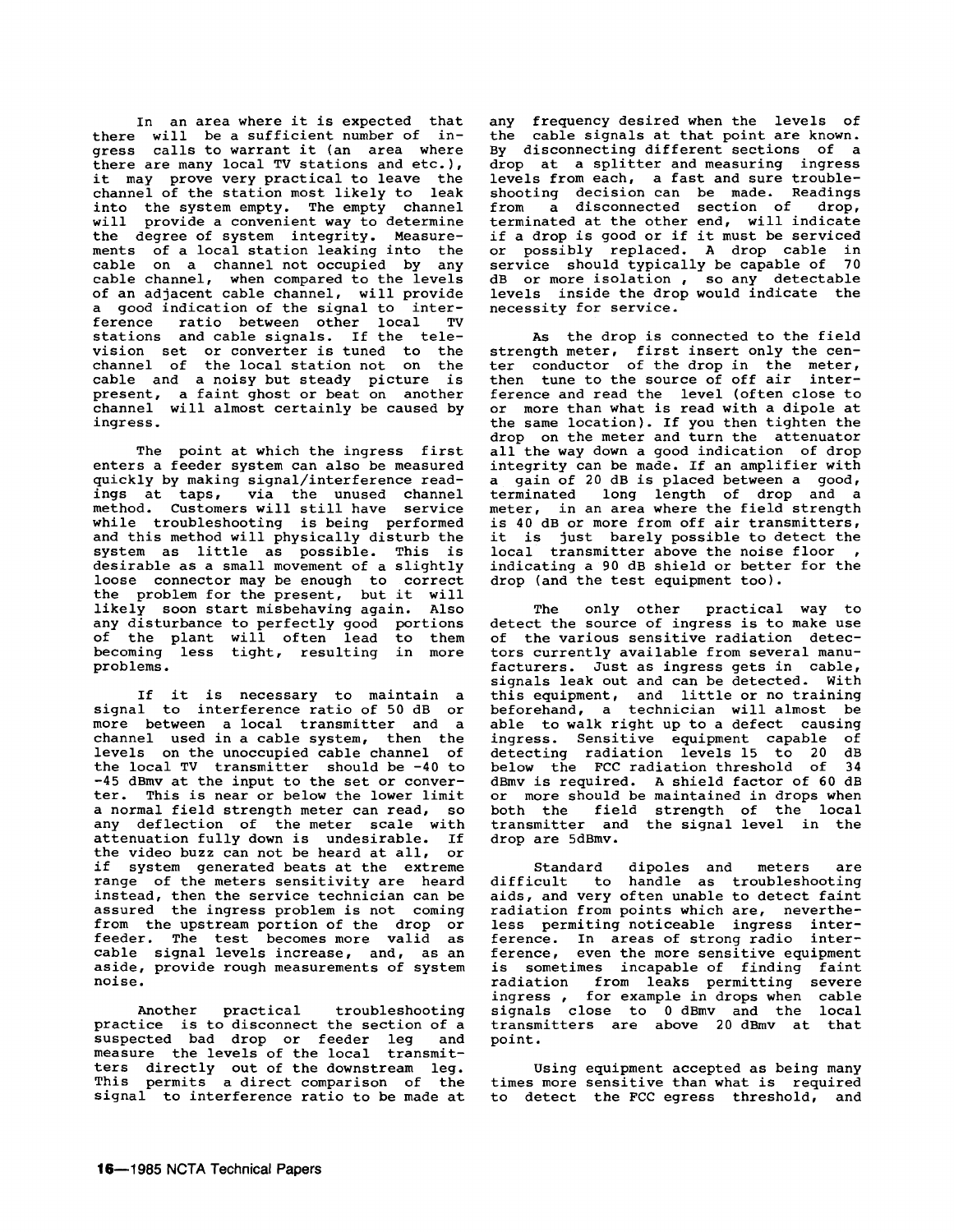In an area where it is expected that there will be a sufficient number of ingress calls to warrant it (an area where there are many local TV stations and etc.), it may prove very practical to leave the channel of the station most likely to leak into the system empty. The empty channel will provide a convenient way to determine the degree of system integrity. Measurements of a local station leaking into the cable on a channel not occupied by any cable channel, when compared to the levels of an adjacent cable channel, will provide a good indication of the signal to interference ratio between other local TV stations and cable signals. If the television set or converter is tuned to the channel of the local station not on the cable and a noisy but steady picture is present, a faint ghost or beat on another channel will almost certainly be caused by ingress.

The point at which the ingress first enters a feeder system can also be measured quickly by making signal/interference readings at taps, via the unused channel method. Customers will still have service while troubleshooting is being performed and this method will physically disturb the system as little as possible. This is desirable as a small movement of a slightly loose connector may be enough to correct the problem for the present, but it will likely soon start misbehaving again. Also any disturbance to perfectly good portions of the plant will often lead to them becoming less tight, resulting in more problems.

If it is necessary to maintain a signal to interference ratio of 50 dB or more between a local transmitter and a channel used in a cable system, then the levels on the unoccupied cable channel of the local TV transmitter should be -40 to -45 dBmv at the input to the set or converter. This is near or below the lower limit a normal field strength meter can read, so any deflection of the meter scale with attenuation fully down is undesirable. If the video buzz can not be heard at all, or if system generated beats at the extreme range of the meters sensitivity are heard instead, then the service technician can be assured the ingress problem is not coming from the upstream portion of the drop or feeder. The test becomes more valid as cable signal levels increase, and, as an aside, provide rough measurements of system noise.

Another practical troubleshooting practice is to disconnect the section of a suspected bad drop or feeder leg and measure the levels of the local transmitters directly out of the downstream leg. This permits a direct comparison of the signal to interference ratio to be made at any frequency desired when the levels of the cable signals at that point are known. By disconnecting different sections of a drop at a splitter and measuring ingress levels from each, a fast and sure troubleshooting decision can be made. Readings from a disconnected section of drop, terminated at the other end, will indicate if a drop is good or if it must be serviced or possibly replaced. A drop cable in service should typically be capable of 70 dB or more isolation , so any detectable levels inside the drop would indicate the necessity for service.

As the drop is connected to the field strength meter, first insert only the center conductor of the drop in the meter, then tune to the source of off air interference and read the level (often close to or more than what is read with a dipole at the same location). If you then tighten the drop on the meter and turn the attenuator all the way down a good indication of drop integrity can be made. If an amplifier with a gain of 20 dB is placed between a good, terminated long length of drop and a meter, in an area where the field strength is 40 dB or more from off air transmitters, it is just barely possible to detect the local transmitter above the noise floor , indicating a 90 dB shield or better for the drop (and the test equipment too).

The only other practical way to detect the source of ingress is to make use of the various sensitive radiation detectors currently available from several manufacturers. Just as ingress gets in cable, signals leak out and can be detected. With this equipment, and little or no training beforehand, a technician will almost be able to walk right up to a defect causing ingress. Sensitive equipment capable of detecting radiation levels 15 to 20 dB below the FCC radiation threshold of 34 dBmv is required. A shield factor of 60 dB or more should be maintained in drops when both the field strength of the local transmitter and the signal level in the drop are 5dBmv.

Standard dipoles and meters are difficult to handle as troubleshooting aids, and very often unable to detect faint radiation from points which are, nevertheless permiting noticeable ingress interference. In areas of strong radio interference, even the more sensitive equipment is sometimes incapable of finding faint radiation from leaks permitting severe ingress , for example in drops when cable signals close to 0 dBmv and the local transmitters are above 20 dBmv at that point.

Using equipment accepted as being many times more sensitive than what is required to detect the FCC egress threshold, and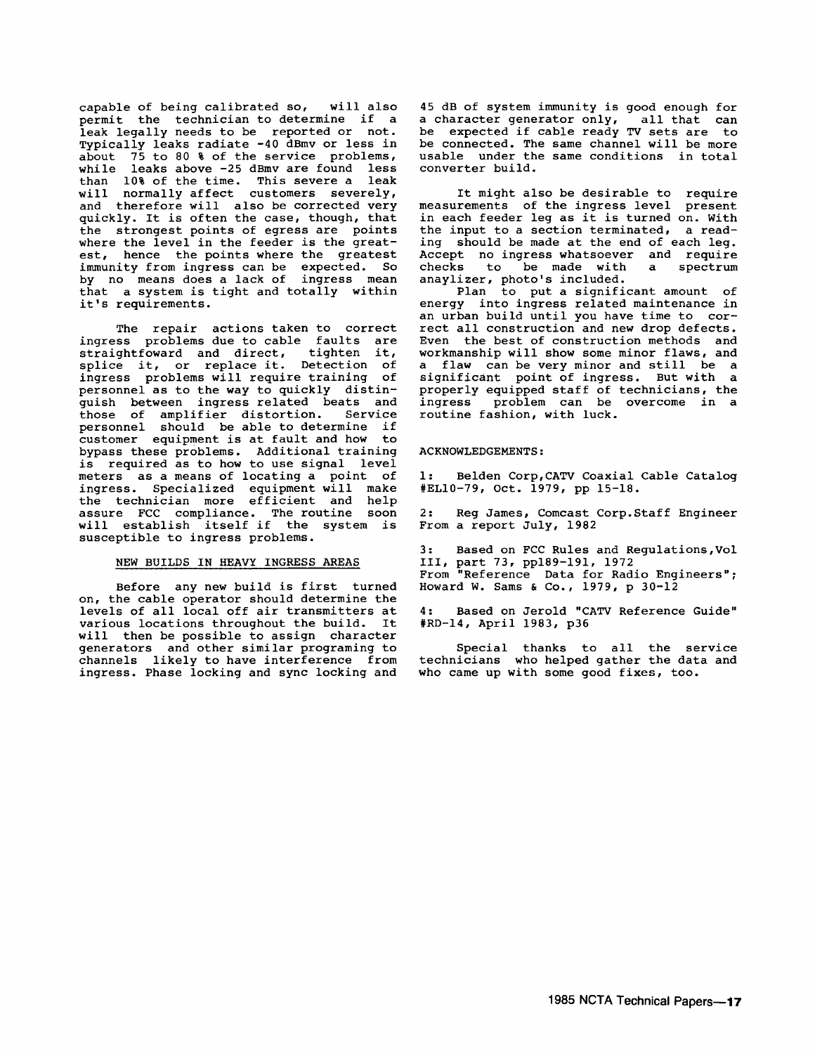capable of being calibrated so, will also permit the technician to determine if a leak legally needs to be reported or not. Typically leaks radiate -40 dBmv or less in about 75 to 80 % of the service problems, while leaks above -25 dBmv are found less than 10% of the time. This severe a leak will normally affect customers severely, and therefore will also be corrected very quickly. It is often the case, though, that the strongest points of egress are points where the level in the feeder is the greatest, hence the points where the greatest immunity from ingress can be expected. So by no means does a lack of ingress mean that a system is tight and totally within it's requirements.

The repair actions taken to correct ingress problems due to cable faults are straightfoward and direct, tighten it, splice it, or replace it. Detection of ingress problems will require training of personnel as to the way to quickly distinguish between ingress related beats and those of amplifier distortion. Service personnel should be able to determine if customer equipment is at fault and how to bypass these problems. Additional training is required as to how to use signal level meters as a means of locating a point of ingress. Specialized equipment will make the technician more efficient and help assure FCC compliance. The routine soon will establish itself if the system is susceptible to ingress problems.

## NEW BUILDS IN HEAVY INGRESS AREAS

Before any new build is first turned on, the cable operator should determine the levels of all local off air transmitters at various locations throughout the build. It will then be possible to assign character generators and other similar programing to channels likely to have interference from ingress. Phase locking and sync locking and 45 dB of system immunity is good enough for a character generator only, all that can be expected if cable ready TV sets are to be connected. The same channel will be more usable under the same conditions in total converter build.

It might also be desirable to require measurements of the ingress level present in each feeder leg as it is turned on. With the input to a section terminated, a reading should be made at the end of each leg. Accept no ingress whatsoever and require checks to be made with a spectrum anaylizer, photo's included.

Plan to put a significant amount of energy into ingress related maintenance in an urban build until you have time to correct all construction and new drop defects. Even the best of construction methods and workmanship will show some minor flaws, and a flaw can be very minor and still be a significant point of ingress. But with a properly equipped staff of technicians, the ingress problem can be overcome in a routine fashion, with luck.

## ACKNOWLEDGEMENTS:

1: Belden Corp,CATV Coaxial Cable Catalog #EL10-79, Oct. 1979, pp 15-18.

2: Reg James, Comcast Corp.Staff Engineer From a report July, 1982

3: Based on FCC Rules and Regulations,Vol III, part 73, pp189-191, 1972
From "Reference Data for Radio Engineers"; Howard W. Sams & Co., 1979, p 30-12

4: Based on Jerold "CATV Reference Guide" #RD-14, April 1983, p36

Special thanks to all the service technicians who helped gather the data and who came up with some good fixes, too.